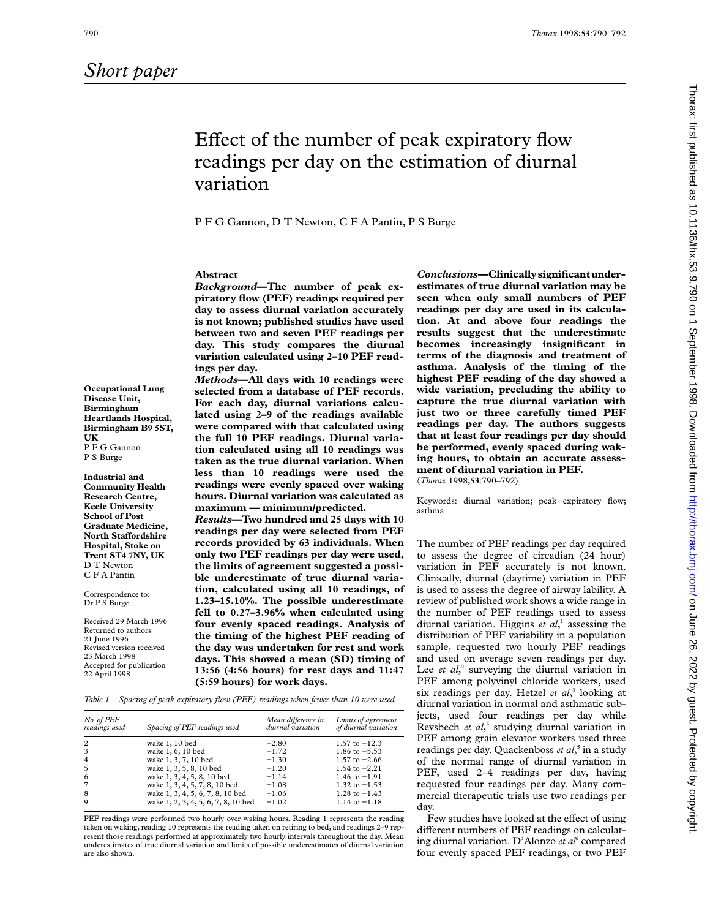## Short paper

# Effect of the number of peak expiratory flow readings per day on the estimation of diurnal variation

P F G Gannon, D T Newton, C F A Pantin, P S Burge

**Occupational Lung Disease Unit, Birmingham Heartlands Hospital, Birmingham B9 5ST, UK**
P F G Gannon
P S Burge

**Industrial and Community Health Research Centre, Keele University School of Post Graduate Medicine, North Staffordshire Hospital, Stoke on Trent ST4 7NY, UK**
D T Newton
C F A Pantin

Correspondence to:
Dr P S Burge.

Received 29 March 1996
Returned to authors 21 June 1996
Revised version received 23 March 1998
Accepted for publication 22 April 1998

### Abstract

***Background*—The number of peak expiratory flow (PEF) readings required per day to assess diurnal variation accurately is not known; published studies have used between two and seven PEF readings per day. This study compares the diurnal variation calculated using 2–10 PEF readings per day.**

***Methods*—All days with 10 readings were selected from a database of PEF records. For each day, diurnal variations calculated using 2–9 of the readings available were compared with that calculated using the full 10 PEF readings. Diurnal variation calculated using all 10 readings was taken as the true diurnal variation. When less than 10 readings were used the readings were evenly spaced over waking hours. Diurnal variation was calculated as maximum — minimum/predicted.**

***Results*—Two hundred and 25 days with 10 readings per day were selected from PEF records provided by 63 individuals. When only two PEF readings per day were used, the limits of agreement suggested a possible underestimate of true diurnal variation, calculated using all 10 readings, of 1.23–15.10%. The possible underestimate fell to 0.27–3.96% when calculated using four evenly spaced readings. Analysis of the timing of the highest PEF reading of the day was undertaken for rest and work days. This showed a mean (SD) timing of 13:56 (4:56 hours) for rest days and 11:47 (5:59 hours) for work days.**

***Conclusions*—Clinically significant underestimates of true diurnal variation may be seen when only small numbers of PEF readings per day are used in its calculation. At and above four readings the results suggest that the underestimate becomes increasingly insignificant in terms of the diagnosis and treatment of asthma. Analysis of the timing of the highest PEF reading of the day showed a wide variation, precluding the ability to capture the true diurnal variation with just two or three carefully timed PEF readings per day. The authors suggests that at least four readings per day should be performed, evenly spaced during waking hours, to obtain an accurate assessment of diurnal variation in PEF.**
(*Thorax* 1998;**53**:790–792)

Keywords: diurnal variation; peak expiratory flow; asthma

*Table 1 Spacing of peak expiratory flow (PEF) readings when fewer than 10 were used*

| *No. of PEF readings used* | *Spacing of PEF readings used* | *Mean difference in diurnal variation* | *Limits of agreement of diurnal variation* |
|---|---|---|---|
| 2 | wake 1, 10 bed | −2.80 | 1.57 to −12.3 |
| 3 | wake 1, 6, 10 bed | −1.72 | 1.86 to −5.53 |
| 4 | wake 1, 3, 7, 10 bed | −1.30 | 1.57 to −2.66 |
| 5 | wake 1, 3, 5, 8, 10 bed | −1.20 | 1.54 to −2.21 |
| 6 | wake 1, 3, 4, 5, 8, 10 bed | −1.14 | 1.46 to −1.91 |
| 7 | wake 1, 3, 4, 5, 7, 8, 10 bed | −1.08 | 1.32 to −1.53 |
| 8 | wake 1, 3, 4, 5, 6, 7, 8, 10 bed | −1.06 | 1.28 to −1.43 |
| 9 | wake 1, 2, 3, 4, 5, 6, 7, 8, 10 bed | −1.02 | 1.14 to −1.18 |

PEF readings were performed two hourly over waking hours. Reading 1 represents the reading taken on waking, reading 10 represents the reading taken on retiring to bed, and readings 2–9 represent those readings performed at approximately two hourly intervals throughout the day. Mean underestimates of true diurnal variation and limits of possible underestimates of diurnal variation are also shown.

The number of PEF readings per day required to assess the degree of circadian (24 hour) variation in PEF accurately is not known. Clinically, diurnal (daytime) variation in PEF is used to assess the degree of airway lability. A review of published work shows a wide range in the number of PEF readings used to assess diurnal variation. Higgins *et al*,[1] assessing the distribution of PEF variability in a population sample, requested two hourly PEF readings and used on average seven readings per day. Lee *et al*,[2] surveying the diurnal variation in PEF among polyvinyl chloride workers, used six readings per day. Hetzel *et al*,[3] looking at diurnal variation in normal and asthmatic subjects, used four readings per day while Revsbech *et al*,[4] studying diurnal variation in PEF among grain elevator workers used three readings per day. Quackenboss *et al*,[5] in a study of the normal range of diurnal variation in PEF, used 2–4 readings per day, having requested four readings per day. Many commercial therapeutic trials use two readings per day.

Few studies have looked at the effect of using different numbers of PEF readings on calculating diurnal variation. D'Alonzo *et al*[6] compared four evenly spaced PEF readings, or two PEF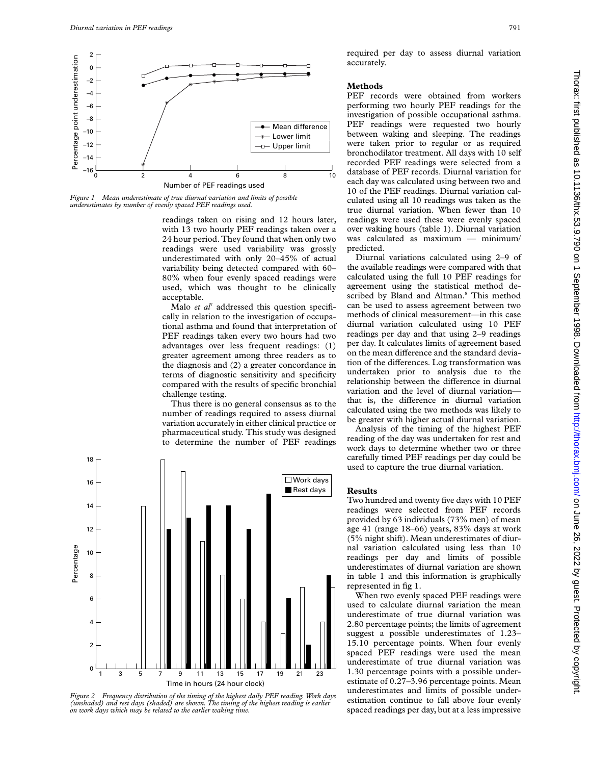*Figure 1 Mean underestimate of true diurnal variation and limits of possible underestimates by number of evenly spaced PEF readings used.*

readings taken on rising and 12 hours later, with 13 two hourly PEF readings taken over a 24 hour period. They found that when only two readings were used variability was grossly underestimated with only 20–45% of actual variability being detected compared with 60–80% when four evenly spaced readings were used, which was thought to be clinically acceptable.

Malo *et al*[7] addressed this question specifically in relation to the investigation of occupational asthma and found that interpretation of PEF readings taken every two hours had two advantages over less frequent readings: (1) greater agreement among three readers as to the diagnosis and (2) a greater concordance in terms of diagnostic sensitivity and specificity compared with the results of specific bronchial challenge testing.

Thus there is no general consensus as to the number of readings required to assess diurnal variation accurately in either clinical practice or pharmaceutical study. This study was designed to determine the number of PEF readings required per day to assess diurnal variation accurately.

*Figure 2 Frequency distribution of the timing of the highest daily PEF reading. Work days (unshaded) and rest days (shaded) are shown. The timing of the highest reading is earlier on work days which may be related to the earlier waking time.*

## Methods

PEF records were obtained from workers performing two hourly PEF readings for the investigation of possible occupational asthma. PEF readings were requested two hourly between waking and sleeping. The readings were taken prior to regular or as required bronchodilator treatment. All days with 10 self recorded PEF readings were selected from a database of PEF records. Diurnal variation for each day was calculated using between two and 10 of the PEF readings. Diurnal variation calculated using all 10 readings was taken as the true diurnal variation. When fewer than 10 readings were used these were evenly spaced over waking hours (table 1). Diurnal variation was calculated as maximum — minimum/predicted.

Diurnal variations calculated using 2–9 of the available readings were compared with that calculated using the full 10 PEF readings for agreement using the statistical method described by Bland and Altman.[8] This method can be used to assess agreement between two methods of clinical measurement—in this case diurnal variation calculated using 10 PEF readings per day and that using 2–9 readings per day. It calculates limits of agreement based on the mean difference and the standard deviation of the differences. Log transformation was undertaken prior to analysis due to the relationship between the difference in diurnal variation and the level of diurnal variation—that is, the difference in diurnal variation calculated using the two methods was likely to be greater with higher actual diurnal variation.

Analysis of the timing of the highest PEF reading of the day was undertaken for rest and work days to determine whether two or three carefully timed PEF readings per day could be used to capture the true diurnal variation.

## Results

Two hundred and twenty five days with 10 PEF readings were selected from PEF records provided by 63 individuals (73% men) of mean age 41 (range 18–66) years, 83% days at work (5% night shift). Mean underestimates of diurnal variation calculated using less than 10 readings per day and limits of possible underestimates of diurnal variation are shown in table 1 and this information is graphically represented in fig 1.

When two evenly spaced PEF readings were used to calculate diurnal variation the mean underestimate of true diurnal variation was 2.80 percentage points; the limits of agreement suggest a possible underestimates of 1.23–15.10 percentage points. When four evenly spaced PEF readings were used the mean underestimate of true diurnal variation was 1.30 percentage points with a possible underestimate of 0.27–3.96 percentage points. Mean underestimates and limits of possible underestimation continue to fall above four evenly spaced readings per day, but at a less impressive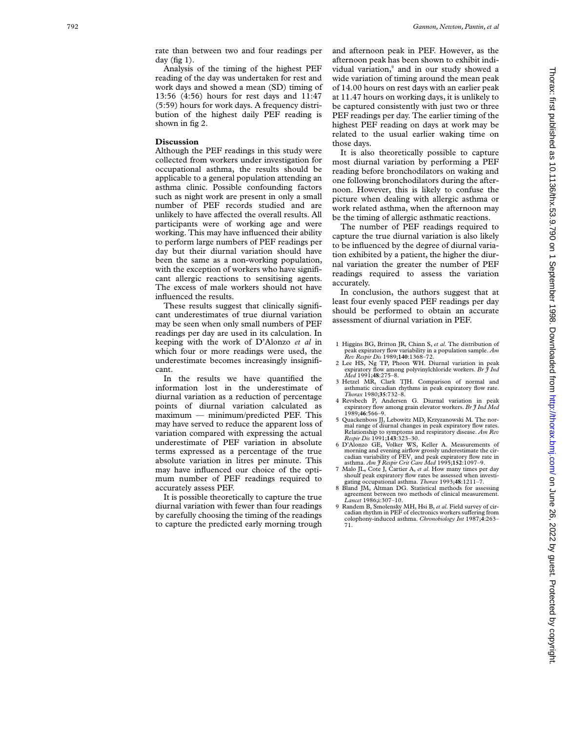rate than between two and four readings per day (fig 1).

Analysis of the timing of the highest PEF reading of the day was undertaken for rest and work days and showed a mean (SD) timing of 13:56 (4:56) hours for rest days and 11:47 (5:59) hours for work days. A frequency distribution of the highest daily PEF reading is shown in fig 2.

## Discussion

Although the PEF readings in this study were collected from workers under investigation for occupational asthma, the results should be applicable to a general population attending an asthma clinic. Possible confounding factors such as night work are present in only a small number of PEF records studied and are unlikely to have affected the overall results. All participants were of working age and were working. This may have influenced their ability to perform large numbers of PEF readings per day but their diurnal variation should have been the same as a non-working population, with the exception of workers who have significant allergic reactions to sensitising agents. The excess of male workers should not have influenced the results.

These results suggest that clinically significant underestimates of true diurnal variation may be seen when only small numbers of PEF readings per day are used in its calculation. In keeping with the work of D'Alonzo *et al* in which four or more readings were used, the underestimate becomes increasingly insignificant.

In the results we have quantified the information lost in the underestimate of diurnal variation as a reduction of percentage points of diurnal variation calculated as maximum — minimum/predicted PEF. This may have served to reduce the apparent loss of variation compared with expressing the actual underestimate of PEF variation in absolute terms expressed as a percentage of the true absolute variation in litres per minute. This may have influenced our choice of the optimum number of PEF readings required to accurately assess PEF.

It is possible theoretically to capture the true diurnal variation with fewer than four readings by carefully choosing the timing of the readings to capture the predicted early morning trough and afternoon peak in PEF. However, as the afternoon peak has been shown to exhibit individual variation,[9] and in our study showed a wide variation of timing around the mean peak of 14.00 hours on rest days with an earlier peak at 11.47 hours on working days, it is unlikely to be captured consistently with just two or three PEF readings per day. The earlier timing of the highest PEF reading on days at work may be related to the usual earlier waking time on those days.

It is also theoretically possible to capture most diurnal variation by performing a PEF reading before bronchodilators on waking and one following bronchodilators during the afternoon. However, this is likely to confuse the picture when dealing with allergic asthma or work related asthma, when the afternoon may be the timing of allergic asthmatic reactions.

The number of PEF readings required to capture the true diurnal variation is also likely to be influenced by the degree of diurnal variation exhibited by a patient, the higher the diurnal variation the greater the number of PEF readings required to assess the variation accurately.

In conclusion, the authors suggest that at least four evenly spaced PEF readings per day should be performed to obtain an accurate assessment of diurnal variation in PEF.

1. Higgins BG, Britton JR, Chinn S, *et al*. The distribution of peak expiratory flow variability in a population sample. *Am Rev Respir Dis* 1989;**140**:1368–72.
2. Lee HS, Ng TP, Phoon WH. Diurnal variation in peak expiratory flow among polyvinylchloride workers. *Br J Ind Med* 1991;**48**:275–8.
3. Hetzel MR, Clark TJH. Comparison of normal and asthmatic circadian rhythms in peak expiratory flow rate. *Thorax* 1980;**35**:732–8.
4. Revsbech P, Andersen G. Diurnal variation in peak expiratory flow among grain elevator workers. *Br J Ind Med* 1989;**46**:566–9.
5. Quackenboss JJ, Lebowitz MD, Krzyzanowski M. The normal range of diurnal changes in peak expiratory flow rates. Relationship to symptoms and respiratory disease. *Am Rev Respir Dis* 1991;**143**:323–30.
6. D'Alonzo GE, Volker WS, Keller A. Measurements of morning and evening airflow grossly underestimate the circadian variability of $FEV_1$ and peak expiratory flow rate in asthma. *Am J Respir Crit Care Med* 1995;**152**:1097–9.
7. Malo JL, Cote J, Cartier A, *et al*. How many times per day shoulf peak expiratory flow rates be assessed when investigating occupational asthma. *Thorax* 1993;**48**:1211–7.
8. Bland JM, Altman DG. Statistical methods for assessing agreement between two methods of clinical measurement. *Lancet* 1986;i:307–10.
9. Randem B, Smolensky MH, Hsi B, *et al*. Field survey of circadian rhythm in PEF of electronics workers suffering from colophony-induced asthma. *Chronobiology Int* 1987;**4**:263–71.